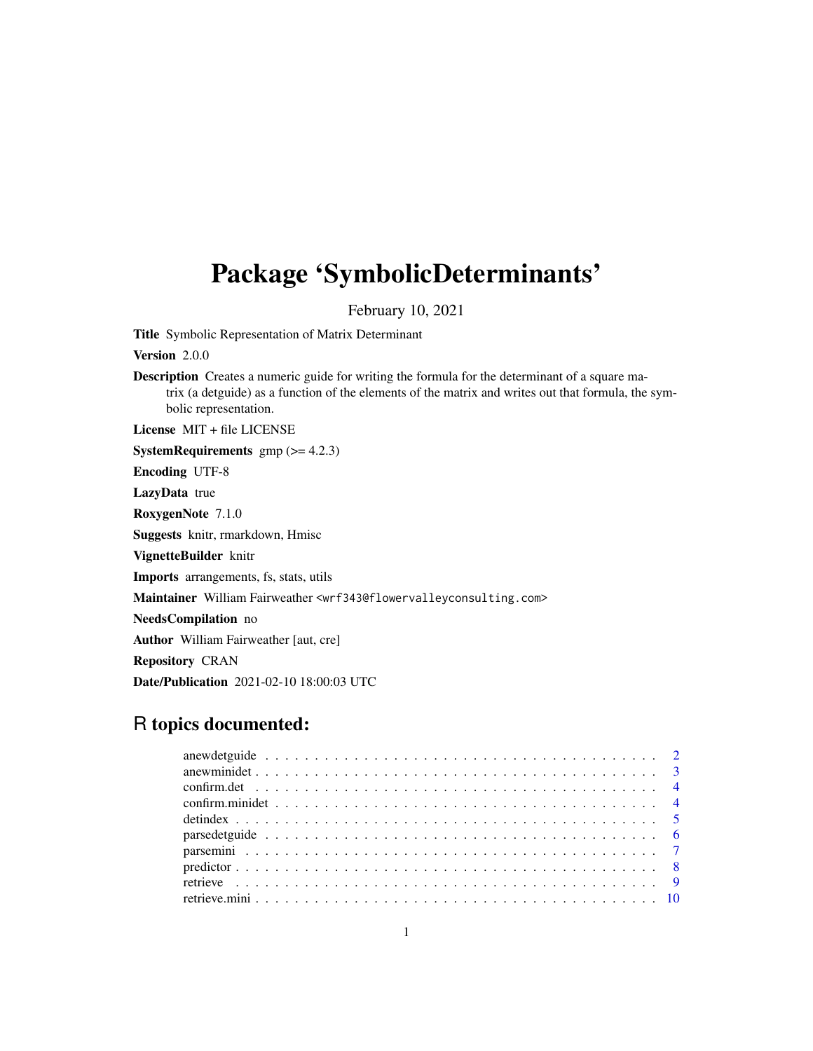# Package 'SymbolicDeterminants'

February 10, 2021

**Title** Symbolic Representation of Matrix Determinant

**Version** 2.0.0

**Description** Creates a numeric guide for writing the formula for the determinant of a square matrix (a detguide) as a function of the elements of the matrix and writes out that formula, the symbolic representation.

**License** MIT + file LICENSE

**SystemRequirements** gmp (>= 4.2.3)

**Encoding** UTF-8

**LazyData** true

**RoxygenNote** 7.1.0

**Suggests** knitr, rmarkdown, Hmisc

**VignetteBuilder** knitr

**Imports** arrangements, fs, stats, utils

**Maintainer** William Fairweather <wrf343@flowervalleyconsulting.com>

**NeedsCompilation** no

**Author** William Fairweather [aut, cre]

**Repository** CRAN

**Date/Publication** 2021-02-10 18:00:03 UTC

## R topics documented:

- anewdetguide . . . . . . . . . . . . . . . . . . . . . . . . . . . . . . . . . . . . . . 2
- anewminidet . . . . . . . . . . . . . . . . . . . . . . . . . . . . . . . . . . . . . . . 3
- confirm.det . . . . . . . . . . . . . . . . . . . . . . . . . . . . . . . . . . . . . . . 4
- confirm.minidet . . . . . . . . . . . . . . . . . . . . . . . . . . . . . . . . . . . . . 4
- detindex . . . . . . . . . . . . . . . . . . . . . . . . . . . . . . . . . . . . . . . . 5
- parsedetguide . . . . . . . . . . . . . . . . . . . . . . . . . . . . . . . . . . . . . 6
- parsemini . . . . . . . . . . . . . . . . . . . . . . . . . . . . . . . . . . . . . . . 7
- predictor . . . . . . . . . . . . . . . . . . . . . . . . . . . . . . . . . . . . . . . . 8
- retrieve . . . . . . . . . . . . . . . . . . . . . . . . . . . . . . . . . . . . . . . . 9
- retrieve.mini . . . . . . . . . . . . . . . . . . . . . . . . . . . . . . . . . . . . . . 10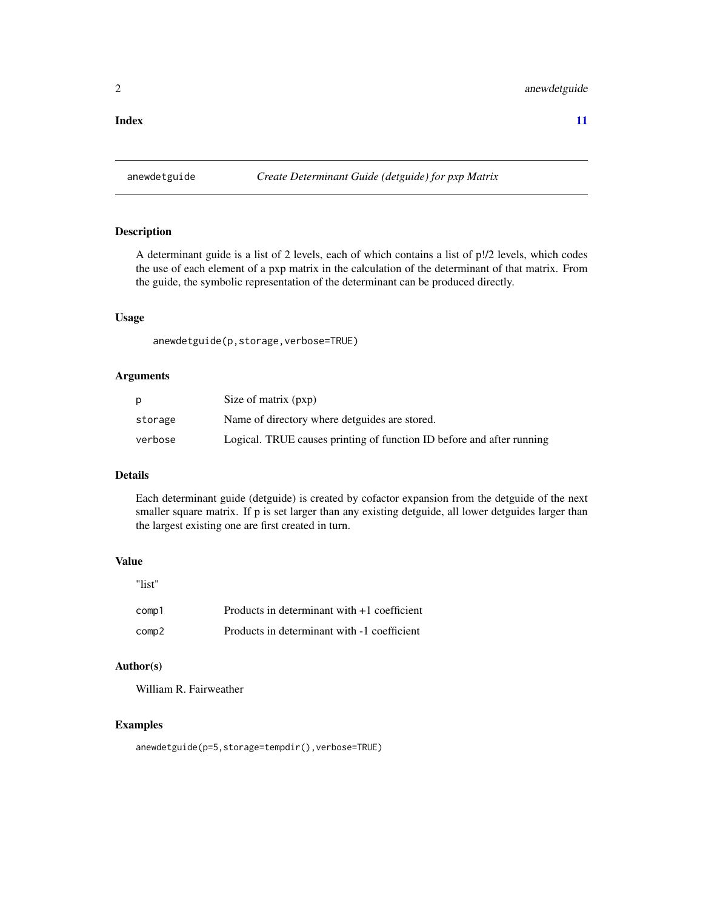**Index** **11**

---

`anewdetguide` *Create Determinant Guide (detguide) for pxp Matrix*

---

## Description

A determinant guide is a list of 2 levels, each of which contains a list of p!/2 levels, which codes the use of each element of a pxp matrix in the calculation of the determinant of that matrix. From the guide, the symbolic representation of the determinant can be produced directly.

## Usage

```
anewdetguide(p,storage,verbose=TRUE)
```

## Arguments

| | |
|---|---|
| `p` | Size of matrix (pxp) |
| `storage` | Name of directory where detguides are stored. |
| `verbose` | Logical. TRUE causes printing of function ID before and after running |

## Details

Each determinant guide (detguide) is created by cofactor expansion from the detguide of the next smaller square matrix. If p is set larger than any existing detguide, all lower detguides larger than the largest existing one are first created in turn.

## Value

"list"

| | |
|---|---|
| `comp1` | Products in determinant with +1 coefficient |
| `comp2` | Products in determinant with -1 coefficient |

## Author(s)

William R. Fairweather

## Examples

```
anewdetguide(p=5,storage=tempdir(),verbose=TRUE)
```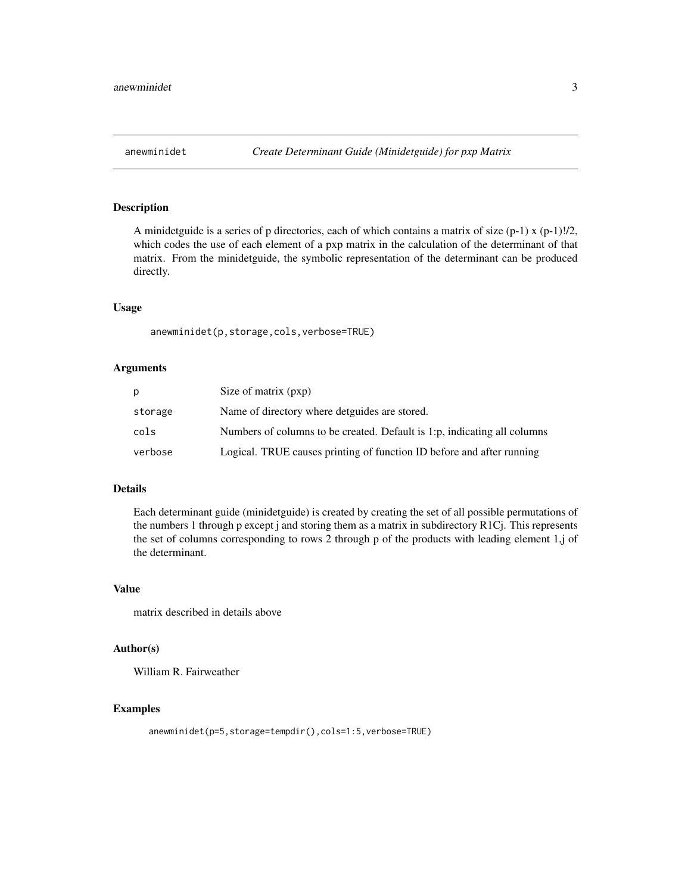## anewminidet — *Create Determinant Guide (Minidetguide) for pxp Matrix*

### Description

A minidetguide is a series of p directories, each of which contains a matrix of size (p-1) x (p-1)!/2, which codes the use of each element of a pxp matrix in the calculation of the determinant of that matrix. From the minidetguide, the symbolic representation of the determinant can be produced directly.

### Usage

```
anewminidet(p,storage,cols,verbose=TRUE)
```

### Arguments

| | |
|---|---|
| `p` | Size of matrix (pxp) |
| `storage` | Name of directory where detguides are stored. |
| `cols` | Numbers of columns to be created. Default is 1:p, indicating all columns |
| `verbose` | Logical. TRUE causes printing of function ID before and after running |

### Details

Each determinant guide (minidetguide) is created by creating the set of all possible permutations of the numbers 1 through p except j and storing them as a matrix in subdirectory R1Cj. This represents the set of columns corresponding to rows 2 through p of the products with leading element 1,j of the determinant.

### Value

matrix described in details above

### Author(s)

William R. Fairweather

### Examples

```
anewminidet(p=5,storage=tempdir(),cols=1:5,verbose=TRUE)
```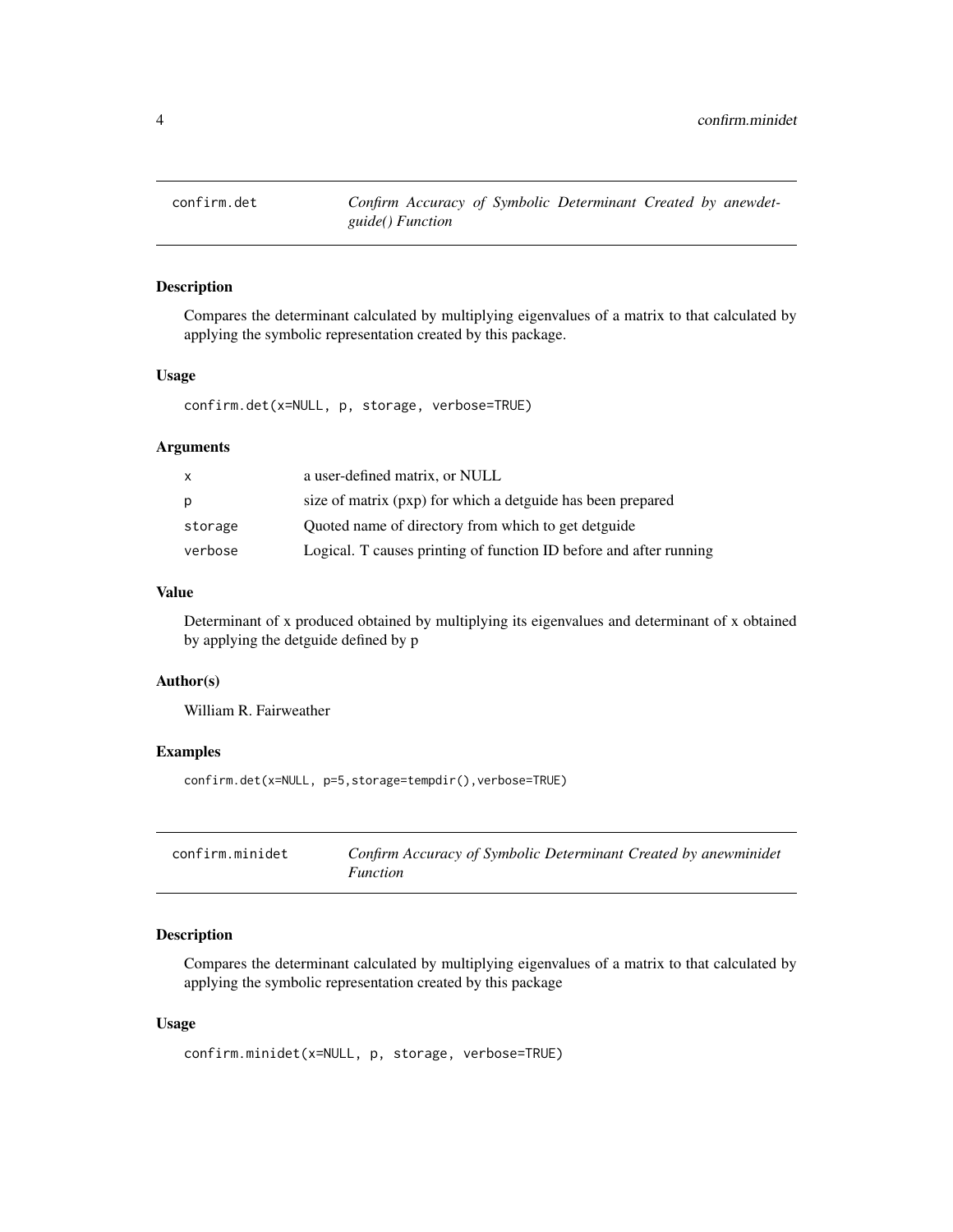## confirm.det — *Confirm Accuracy of Symbolic Determinant Created by anewdetguide() Function*

### Description

Compares the determinant calculated by multiplying eigenvalues of a matrix to that calculated by applying the symbolic representation created by this package.

### Usage

```
confirm.det(x=NULL, p, storage, verbose=TRUE)
```

### Arguments

| | |
|---|---|
| x | a user-defined matrix, or NULL |
| p | size of matrix (pxp) for which a detguide has been prepared |
| storage | Quoted name of directory from which to get detguide |
| verbose | Logical. T causes printing of function ID before and after running |

### Value

Determinant of x produced obtained by multiplying its eigenvalues and determinant of x obtained by applying the detguide defined by p

### Author(s)

William R. Fairweather

### Examples

```
confirm.det(x=NULL, p=5,storage=tempdir(),verbose=TRUE)
```

## confirm.minidet — *Confirm Accuracy of Symbolic Determinant Created by anewminidet Function*

### Description

Compares the determinant calculated by multiplying eigenvalues of a matrix to that calculated by applying the symbolic representation created by this package

### Usage

```
confirm.minidet(x=NULL, p, storage, verbose=TRUE)
```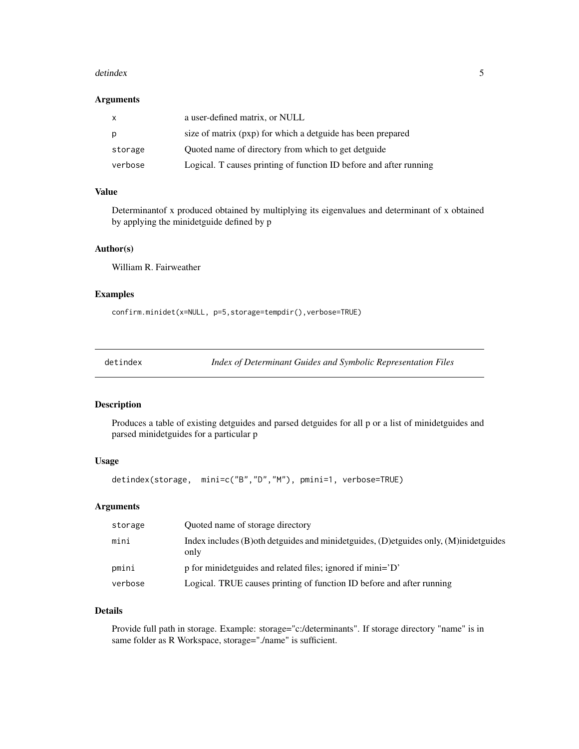### Arguments

| | |
|---|---|
| x | a user-defined matrix, or NULL |
| p | size of matrix (pxp) for which a detguide has been prepared |
| storage | Quoted name of directory from which to get detguide |
| verbose | Logical. T causes printing of function ID before and after running |

### Value

Determinantof x produced obtained by multiplying its eigenvalues and determinant of x obtained by applying the minidetguide defined by p

### Author(s)

William R. Fairweather

### Examples

```
confirm.minidet(x=NULL, p=5,storage=tempdir(),verbose=TRUE)
```

---

## detindex — *Index of Determinant Guides and Symbolic Representation Files*

---

### Description

Produces a table of existing detguides and parsed detguides for all p or a list of minidetguides and parsed minidetguides for a particular p

### Usage

```
detindex(storage,  mini=c("B","D","M"), pmini=1, verbose=TRUE)
```

### Arguments

| | |
|---|---|
| storage | Quoted name of storage directory |
| mini | Index includes (B)oth detguides and minidetguides, (D)etguides only, (M)inidetguides only |
| pmini | p for minidetguides and related files; ignored if mini='D' |
| verbose | Logical. TRUE causes printing of function ID before and after running |

### Details

Provide full path in storage. Example: storage="c:/determinants". If storage directory "name" is in same folder as R Workspace, storage="./name" is sufficient.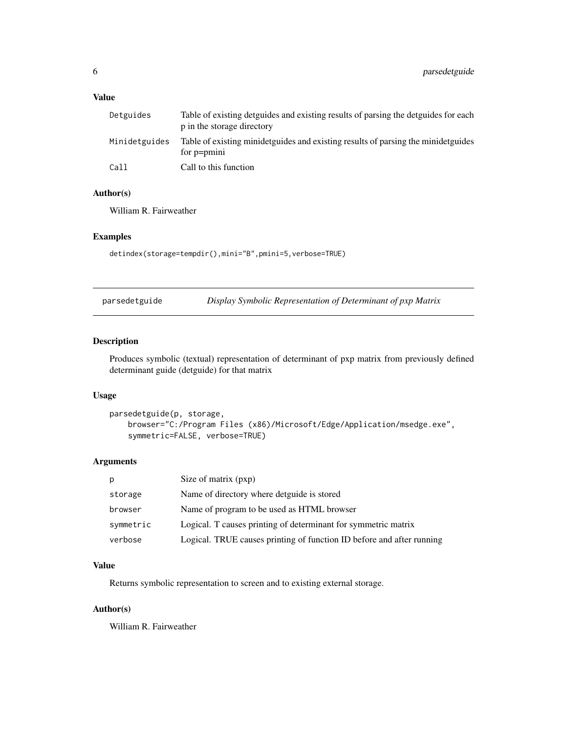### Value

| | |
|---|---|
| Detguides | Table of existing detguides and existing results of parsing the detguides for each p in the storage directory |
| Minidetguides | Table of existing minidetguides and existing results of parsing the minidetguides for p=pmini |
| Call | Call to this function |

### Author(s)

William R. Fairweather

### Examples

```
detindex(storage=tempdir(),mini="B",pmini=5,verbose=TRUE)
```

---

## parsedetguide — *Display Symbolic Representation of Determinant of pxp Matrix*

---

### Description

Produces symbolic (textual) representation of determinant of pxp matrix from previously defined determinant guide (detguide) for that matrix

### Usage

```
parsedetguide(p, storage,
    browser="C:/Program Files (x86)/Microsoft/Edge/Application/msedge.exe",
    symmetric=FALSE, verbose=TRUE)
```

### Arguments

| | |
|---|---|
| p | Size of matrix (pxp) |
| storage | Name of directory where detguide is stored |
| browser | Name of program to be used as HTML browser |
| symmetric | Logical. T causes printing of determinant for symmetric matrix |
| verbose | Logical. TRUE causes printing of function ID before and after running |

### Value

Returns symbolic representation to screen and to existing external storage.

### Author(s)

William R. Fairweather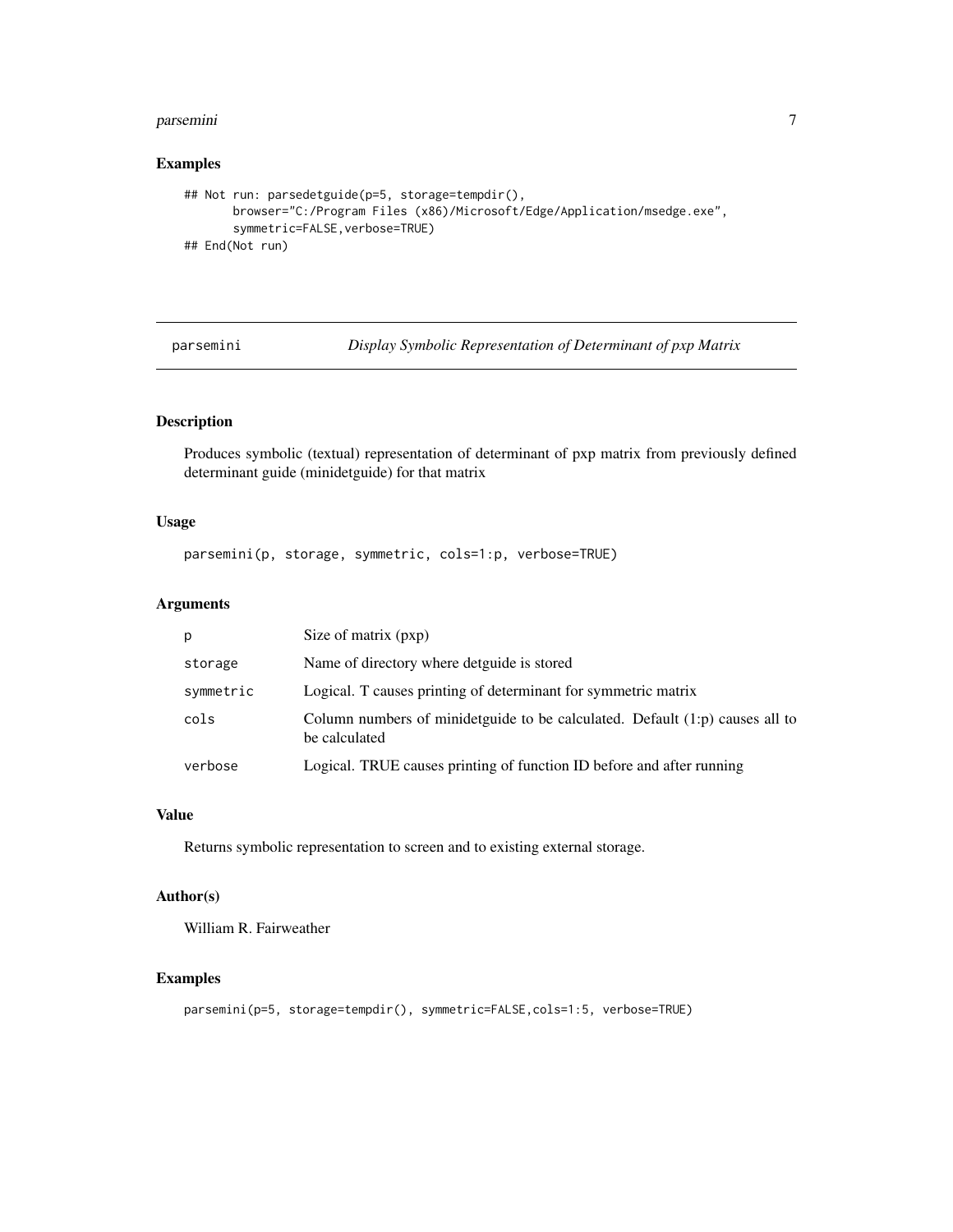### Examples

```
## Not run: parsedetguide(p=5, storage=tempdir(),
       browser="C:/Program Files (x86)/Microsoft/Edge/Application/msedge.exe",
       symmetric=FALSE,verbose=TRUE)
## End(Not run)
```

---

## parsemini *Display Symbolic Representation of Determinant of pxp Matrix*

---

### Description

Produces symbolic (textual) representation of determinant of pxp matrix from previously defined determinant guide (minidetguide) for that matrix

### Usage

```
parsemini(p, storage, symmetric, cols=1:p, verbose=TRUE)
```

### Arguments

| | |
|---|---|
| p | Size of matrix (pxp) |
| storage | Name of directory where detguide is stored |
| symmetric | Logical. T causes printing of determinant for symmetric matrix |
| cols | Column numbers of minidetguide to be calculated. Default (1:p) causes all to be calculated |
| verbose | Logical. TRUE causes printing of function ID before and after running |

### Value

Returns symbolic representation to screen and to existing external storage.

### Author(s)

William R. Fairweather

### Examples

```
parsemini(p=5, storage=tempdir(), symmetric=FALSE,cols=1:5, verbose=TRUE)
```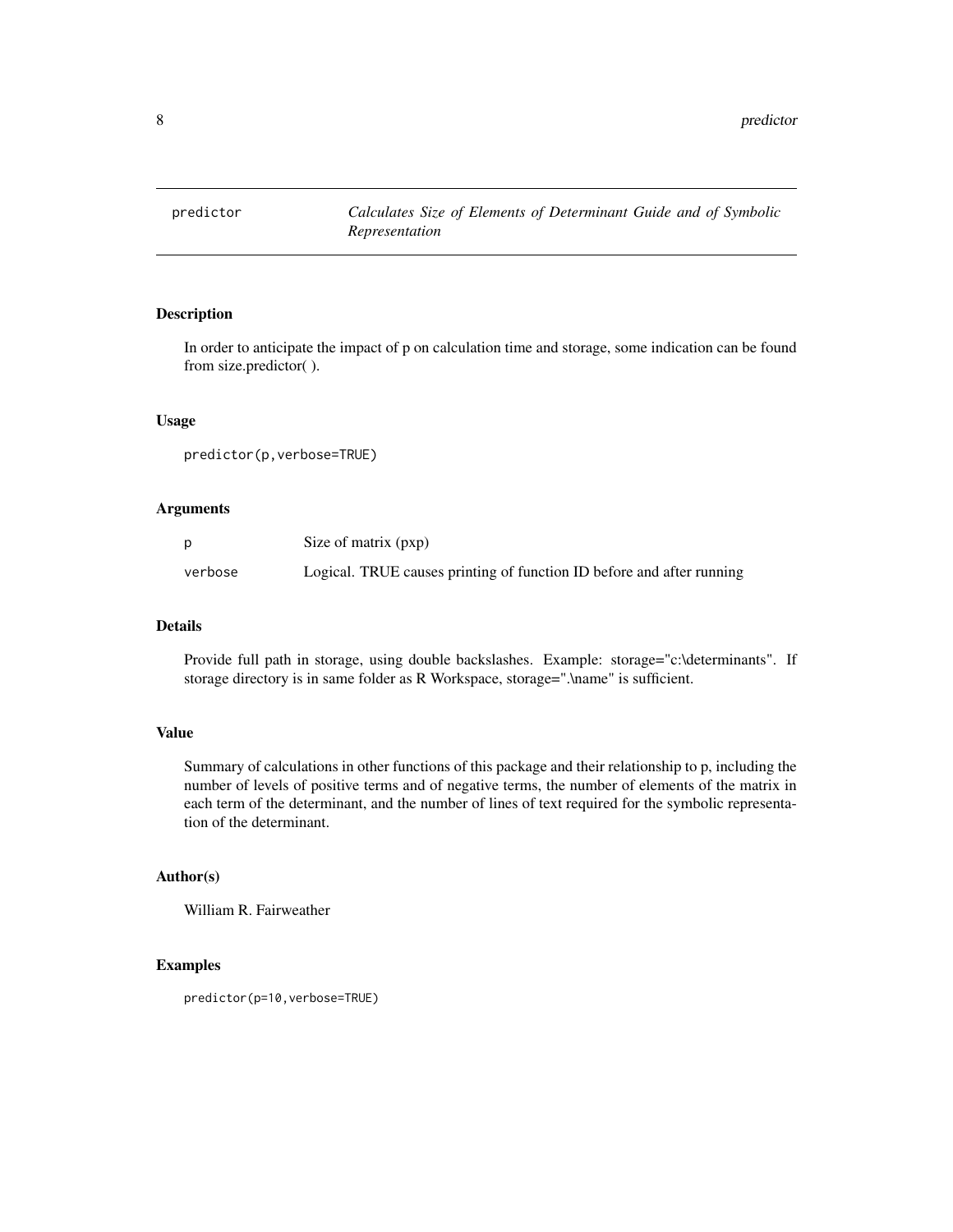predictor *Calculates Size of Elements of Determinant Guide and of Symbolic Representation*

## Description

In order to anticipate the impact of p on calculation time and storage, some indication can be found from size.predictor( ).

## Usage

```
predictor(p,verbose=TRUE)
```

## Arguments

| | |
|---|---|
| p | Size of matrix (pxp) |
| verbose | Logical. TRUE causes printing of function ID before and after running |

## Details

Provide full path in storage, using double backslashes. Example: storage="c:\determinants". If storage directory is in same folder as R Workspace, storage=".\name" is sufficient.

## Value

Summary of calculations in other functions of this package and their relationship to p, including the number of levels of positive terms and of negative terms, the number of elements of the matrix in each term of the determinant, and the number of lines of text required for the symbolic representation of the determinant.

## Author(s)

William R. Fairweather

## Examples

```
predictor(p=10,verbose=TRUE)
```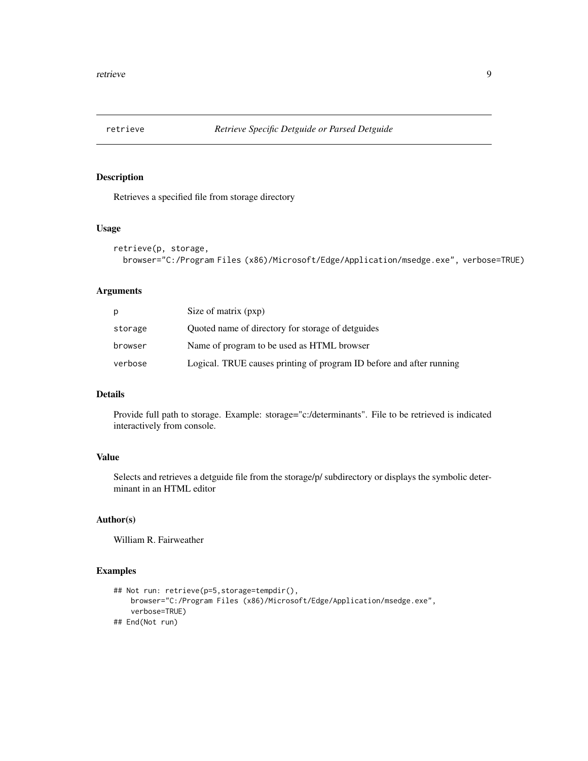# retrieve — *Retrieve Specific Detguide or Parsed Detguide*

## Description

Retrieves a specified file from storage directory

## Usage

```
retrieve(p, storage,
  browser="C:/Program Files (x86)/Microsoft/Edge/Application/msedge.exe", verbose=TRUE)
```

## Arguments

| | |
|---|---|
| `p` | Size of matrix (pxp) |
| `storage` | Quoted name of directory for storage of detguides |
| `browser` | Name of program to be used as HTML browser |
| `verbose` | Logical. TRUE causes printing of program ID before and after running |

## Details

Provide full path to storage. Example: storage="c:/determinants". File to be retrieved is indicated interactively from console.

## Value

Selects and retrieves a detguide file from the storage/p/ subdirectory or displays the symbolic determinant in an HTML editor

## Author(s)

William R. Fairweather

## Examples

```
## Not run: retrieve(p=5,storage=tempdir(),
    browser="C:/Program Files (x86)/Microsoft/Edge/Application/msedge.exe",
    verbose=TRUE)
## End(Not run)
```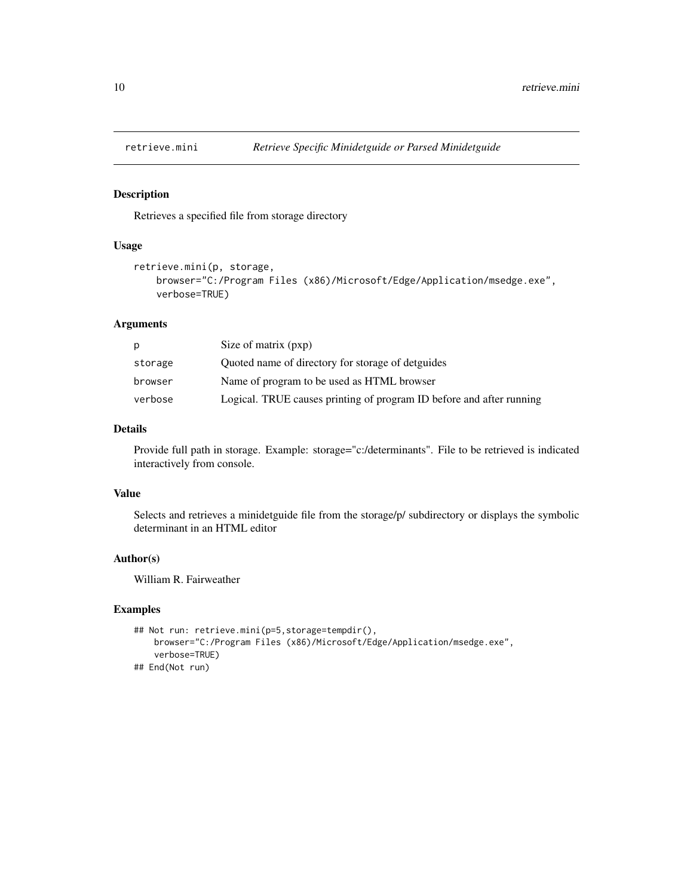# retrieve.mini — *Retrieve Specific Minidetguide or Parsed Minidetguide*

## Description

Retrieves a specified file from storage directory

## Usage

```
retrieve.mini(p, storage,
    browser="C:/Program Files (x86)/Microsoft/Edge/Application/msedge.exe",
    verbose=TRUE)
```

## Arguments

| | |
|---|---|
| p | Size of matrix (pxp) |
| storage | Quoted name of directory for storage of detguides |
| browser | Name of program to be used as HTML browser |
| verbose | Logical. TRUE causes printing of program ID before and after running |

## Details

Provide full path in storage. Example: storage="c:/determinants". File to be retrieved is indicated interactively from console.

## Value

Selects and retrieves a minidetguide file from the storage/p/ subdirectory or displays the symbolic determinant in an HTML editor

## Author(s)

William R. Fairweather

## Examples

```
## Not run: retrieve.mini(p=5,storage=tempdir(),
    browser="C:/Program Files (x86)/Microsoft/Edge/Application/msedge.exe",
    verbose=TRUE)
## End(Not run)
```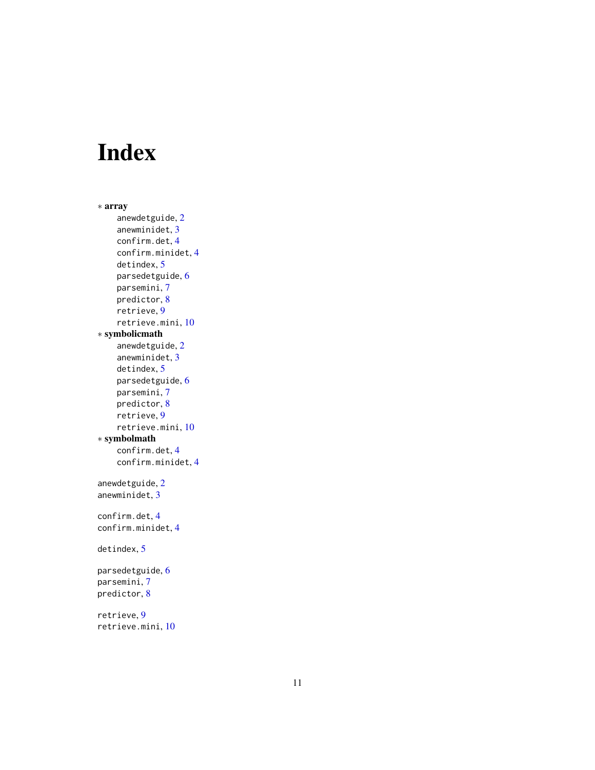# Index

∗ **array**
- anewdetguide, 2
- anewminidet, 3
- confirm.det, 4
- confirm.minidet, 4
- detindex, 5
- parsedetguide, 6
- parsemini, 7
- predictor, 8
- retrieve, 9
- retrieve.mini, 10

∗ **symbolicmath**
- anewdetguide, 2
- anewminidet, 3
- detindex, 5
- parsedetguide, 6
- parsemini, 7
- predictor, 8
- retrieve, 9
- retrieve.mini, 10

∗ **symbolmath**
- confirm.det, 4
- confirm.minidet, 4

anewdetguide, 2
anewminidet, 3

confirm.det, 4
confirm.minidet, 4

detindex, 5

parsedetguide, 6
parsemini, 7
predictor, 8

retrieve, 9
retrieve.mini, 10